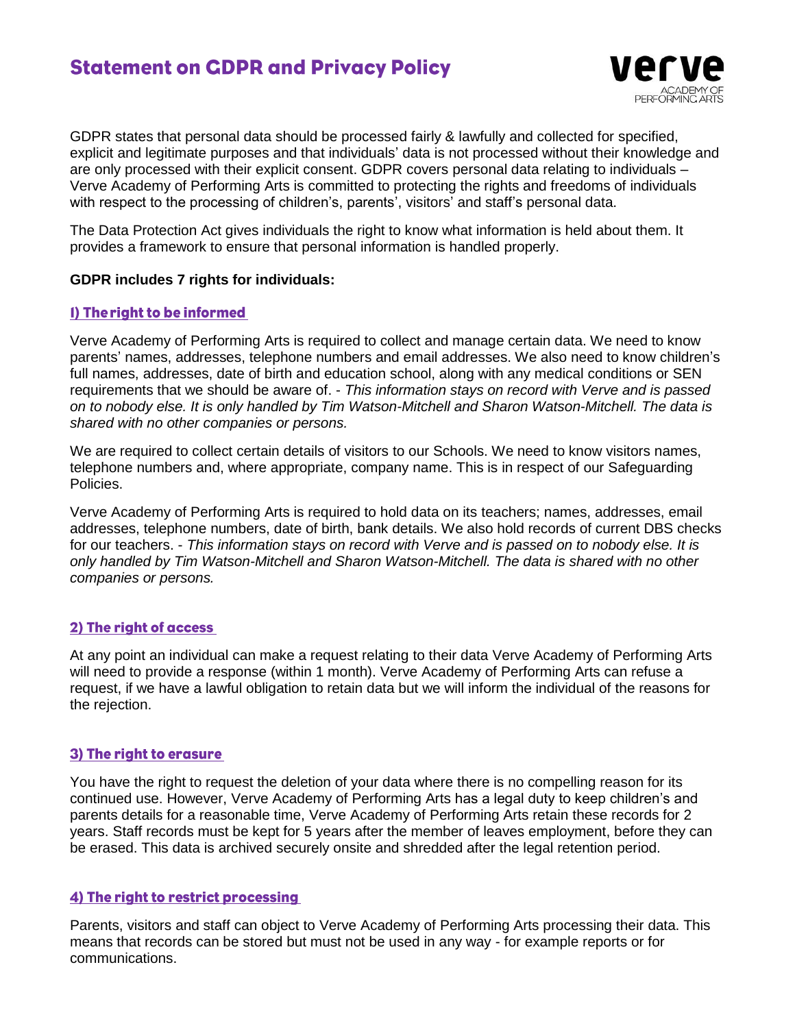# Statement on GDPR and Privacy Policy

GDPR states that personal data should be processed fairly & lawfully and collected for specified, explicit and legitimate purposes and that individuals' data is not processed without their knowledge and are only processed with their explicit consent. GDPR covers personal data relating to individuals – Verve Academy of Performing Arts is committed to protecting the rights and freedoms of individuals with respect to the processing of children's, parents', visitors' and staff's personal data.

The Data Protection Act gives individuals the right to know what information is held about them. It provides a framework to ensure that personal information is handled properly.

**GDPR includes 7 rights for individuals:**

## I) The right to be informed

Verve Academy of Performing Arts is required to collect and manage certain data. We need to know parents' names, addresses, telephone numbers and email addresses. We also need to know children's full names, addresses, date of birth and education school, along with any medical conditions or SEN requirements that we should be aware of. - *This information stays on record with Verve and is passed on to nobody else. It is only handled by Tim Watson-Mitchell and Sharon Watson-Mitchell. The data is shared with no other companies or persons.*

We are required to collect certain details of visitors to our Schools. We need to know visitors names, telephone numbers and, where appropriate, company name. This is in respect of our Safeguarding Policies.

Verve Academy of Performing Arts is required to hold data on its teachers; names, addresses, email addresses, telephone numbers, date of birth, bank details. We also hold records of current DBS checks for our teachers. - *This information stays on record with Verve and is passed on to nobody else. It is only handled by Tim Watson-Mitchell and Sharon Watson-Mitchell. The data is shared with no other companies or persons.*

## 2) The right of access

At any point an individual can make a request relating to their data Verve Academy of Performing Arts will need to provide a response (within 1 month). Verve Academy of Performing Arts can refuse a request, if we have a lawful obligation to retain data but we will inform the individual of the reasons for the rejection.

## 3) The right to erasure

You have the right to request the deletion of your data where there is no compelling reason for its continued use. However, Verve Academy of Performing Arts has a legal duty to keep children's and parents details for a reasonable time, Verve Academy of Performing Arts retain these records for 2 years. Staff records must be kept for 5 years after the member of leaves employment, before they can be erased. This data is archived securely onsite and shredded after the legal retention period.

## 4) The right to restrict processing

Parents, visitors and staff can object to Verve Academy of Performing Arts processing their data. This means that records can be stored but must not be used in any way - for example reports or for communications.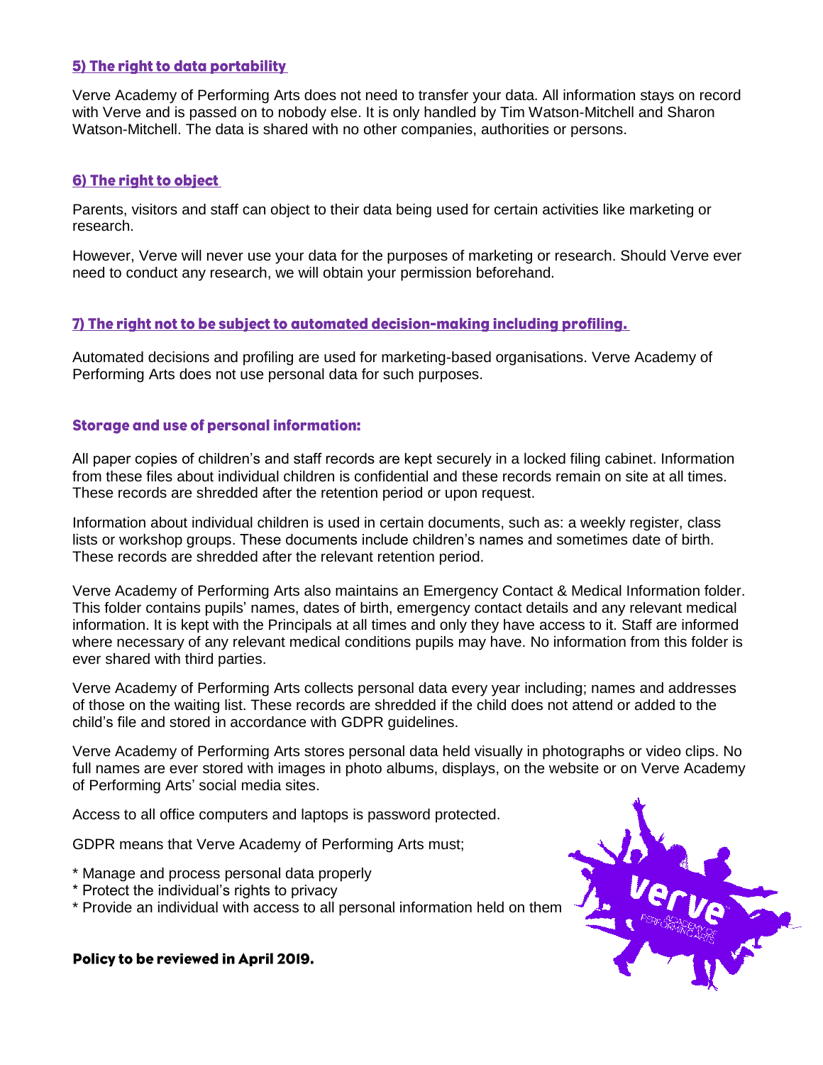### 5) The right to data portability

Verve Academy of Performing Arts does not need to transfer your data. All information stays on record with Verve and is passed on to nobody else. It is only handled by Tim Watson-Mitchell and Sharon Watson-Mitchell. The data is shared with no other companies, authorities or persons.

### 6) The right to object

Parents, visitors and staff can object to their data being used for certain activities like marketing or research.

However, Verve will never use your data for the purposes of marketing or research. Should Verve ever need to conduct any research, we will obtain your permission beforehand.

### 7) The right not to be subject to automated decision-making including profiling.

Automated decisions and profiling are used for marketing-based organisations. Verve Academy of Performing Arts does not use personal data for such purposes.

### Storage and use of personal information:

All paper copies of children's and staff records are kept securely in a locked filing cabinet. Information from these files about individual children is confidential and these records remain on site at all times. These records are shredded after the retention period or upon request.

Information about individual children is used in certain documents, such as: a weekly register, class lists or workshop groups. These documents include children's names and sometimes date of birth. These records are shredded after the relevant retention period.

Verve Academy of Performing Arts also maintains an Emergency Contact & Medical Information folder. This folder contains pupils' names, dates of birth, emergency contact details and any relevant medical information. It is kept with the Principals at all times and only they have access to it. Staff are informed where necessary of any relevant medical conditions pupils may have. No information from this folder is ever shared with third parties.

Verve Academy of Performing Arts collects personal data every year including; names and addresses of those on the waiting list. These records are shredded if the child does not attend or added to the child's file and stored in accordance with GDPR guidelines.

Verve Academy of Performing Arts stores personal data held visually in photographs or video clips. No full names are ever stored with images in photo albums, displays, on the website or on Verve Academy of Performing Arts' social media sites.

Access to all office computers and laptops is password protected.

GDPR means that Verve Academy of Performing Arts must;

* Manage and process personal data properly
* Protect the individual's rights to privacy
* Provide an individual with access to all personal information held on them

**Policy to be reviewed in April 2019.**